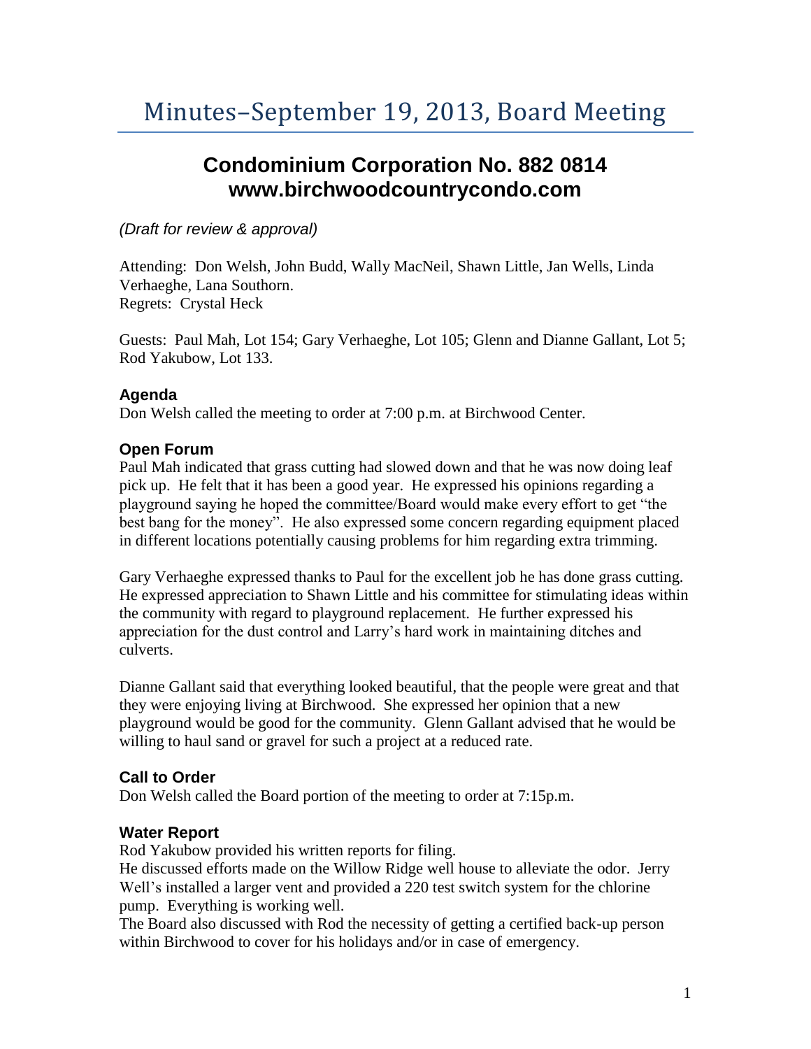# Minutes–September 19, 2013, Board Meeting

## Condominium Corporation No. 882 0814
## www.birchwoodcountrycondo.com

*(Draft for review & approval)*

Attending: Don Welsh, John Budd, Wally MacNeil, Shawn Little, Jan Wells, Linda Verhaeghe, Lana Southorn.
Regrets: Crystal Heck

Guests: Paul Mah, Lot 154; Gary Verhaeghe, Lot 105; Glenn and Dianne Gallant, Lot 5; Rod Yakubow, Lot 133.

### Agenda

Don Welsh called the meeting to order at 7:00 p.m. at Birchwood Center.

### Open Forum

Paul Mah indicated that grass cutting had slowed down and that he was now doing leaf pick up. He felt that it has been a good year. He expressed his opinions regarding a playground saying he hoped the committee/Board would make every effort to get "the best bang for the money". He also expressed some concern regarding equipment placed in different locations potentially causing problems for him regarding extra trimming.

Gary Verhaeghe expressed thanks to Paul for the excellent job he has done grass cutting. He expressed appreciation to Shawn Little and his committee for stimulating ideas within the community with regard to playground replacement. He further expressed his appreciation for the dust control and Larry's hard work in maintaining ditches and culverts.

Dianne Gallant said that everything looked beautiful, that the people were great and that they were enjoying living at Birchwood. She expressed her opinion that a new playground would be good for the community. Glenn Gallant advised that he would be willing to haul sand or gravel for such a project at a reduced rate.

### Call to Order

Don Welsh called the Board portion of the meeting to order at 7:15p.m.

### Water Report

Rod Yakubow provided his written reports for filing.
He discussed efforts made on the Willow Ridge well house to alleviate the odor. Jerry Well's installed a larger vent and provided a 220 test switch system for the chlorine pump. Everything is working well.
The Board also discussed with Rod the necessity of getting a certified back-up person within Birchwood to cover for his holidays and/or in case of emergency.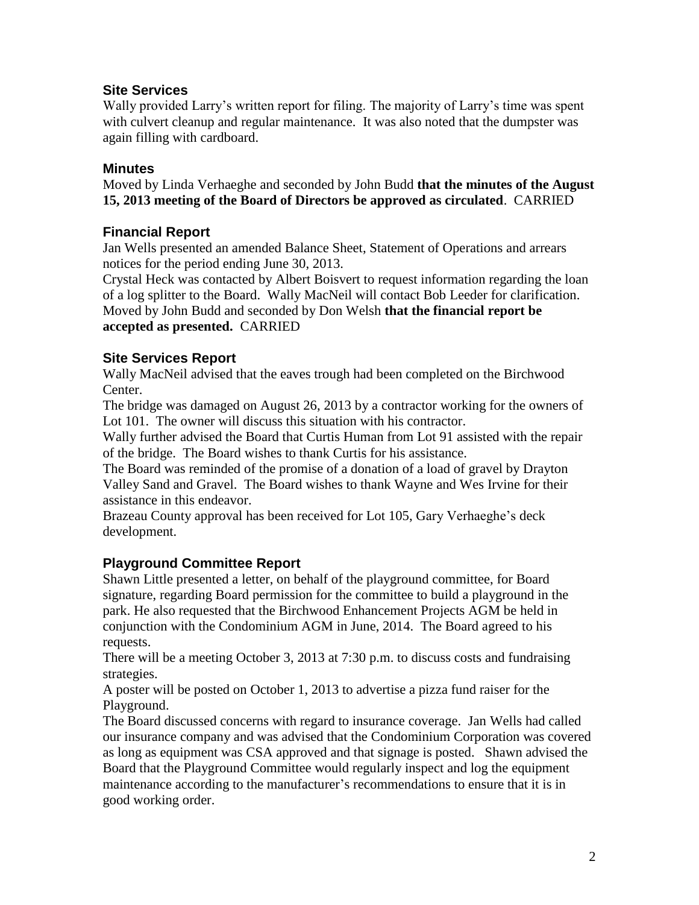## Site Services

Wally provided Larry's written report for filing. The majority of Larry's time was spent with culvert cleanup and regular maintenance. It was also noted that the dumpster was again filling with cardboard.

## Minutes

Moved by Linda Verhaeghe and seconded by John Budd **that the minutes of the August 15, 2013 meeting of the Board of Directors be approved as circulated**. CARRIED

## Financial Report

Jan Wells presented an amended Balance Sheet, Statement of Operations and arrears notices for the period ending June 30, 2013.

Crystal Heck was contacted by Albert Boisvert to request information regarding the loan of a log splitter to the Board. Wally MacNeil will contact Bob Leeder for clarification.

Moved by John Budd and seconded by Don Welsh **that the financial report be accepted as presented.** CARRIED

## Site Services Report

Wally MacNeil advised that the eaves trough had been completed on the Birchwood Center.

The bridge was damaged on August 26, 2013 by a contractor working for the owners of Lot 101. The owner will discuss this situation with his contractor.

Wally further advised the Board that Curtis Human from Lot 91 assisted with the repair of the bridge. The Board wishes to thank Curtis for his assistance.

The Board was reminded of the promise of a donation of a load of gravel by Drayton Valley Sand and Gravel. The Board wishes to thank Wayne and Wes Irvine for their assistance in this endeavor.

Brazeau County approval has been received for Lot 105, Gary Verhaeghe's deck development.

## Playground Committee Report

Shawn Little presented a letter, on behalf of the playground committee, for Board signature, regarding Board permission for the committee to build a playground in the park. He also requested that the Birchwood Enhancement Projects AGM be held in conjunction with the Condominium AGM in June, 2014. The Board agreed to his requests.

There will be a meeting October 3, 2013 at 7:30 p.m. to discuss costs and fundraising strategies.

A poster will be posted on October 1, 2013 to advertise a pizza fund raiser for the Playground.

The Board discussed concerns with regard to insurance coverage. Jan Wells had called our insurance company and was advised that the Condominium Corporation was covered as long as equipment was CSA approved and that signage is posted. Shawn advised the Board that the Playground Committee would regularly inspect and log the equipment maintenance according to the manufacturer's recommendations to ensure that it is in good working order.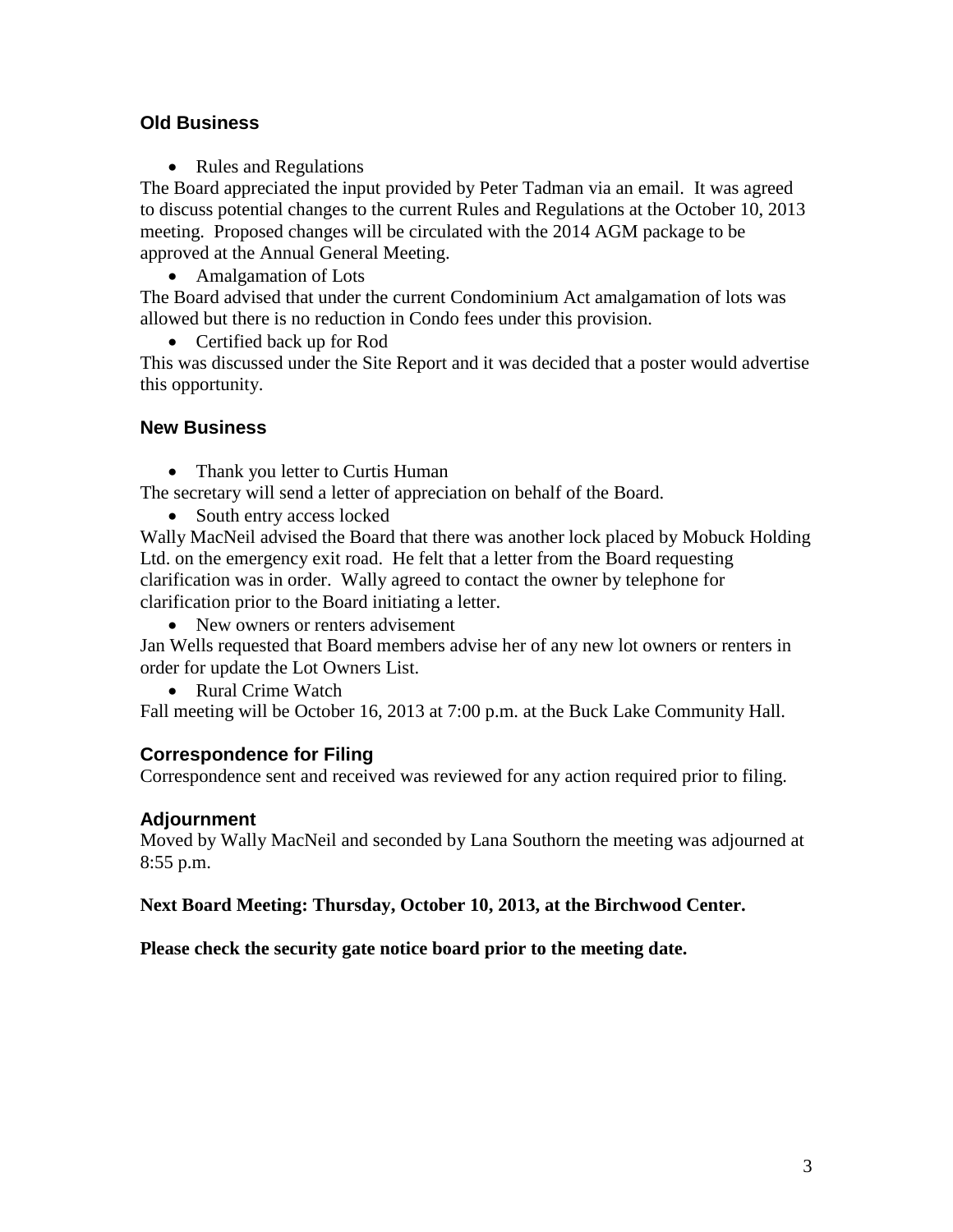### Old Business

- Rules and Regulations

The Board appreciated the input provided by Peter Tadman via an email. It was agreed to discuss potential changes to the current Rules and Regulations at the October 10, 2013 meeting. Proposed changes will be circulated with the 2014 AGM package to be approved at the Annual General Meeting.

- Amalgamation of Lots

The Board advised that under the current Condominium Act amalgamation of lots was allowed but there is no reduction in Condo fees under this provision.

- Certified back up for Rod

This was discussed under the Site Report and it was decided that a poster would advertise this opportunity.

### New Business

- Thank you letter to Curtis Human

The secretary will send a letter of appreciation on behalf of the Board.

- South entry access locked

Wally MacNeil advised the Board that there was another lock placed by Mobuck Holding Ltd. on the emergency exit road. He felt that a letter from the Board requesting clarification was in order. Wally agreed to contact the owner by telephone for clarification prior to the Board initiating a letter.

- New owners or renters advisement

Jan Wells requested that Board members advise her of any new lot owners or renters in order for update the Lot Owners List.

- Rural Crime Watch

Fall meeting will be October 16, 2013 at 7:00 p.m. at the Buck Lake Community Hall.

### Correspondence for Filing

Correspondence sent and received was reviewed for any action required prior to filing.

### Adjournment

Moved by Wally MacNeil and seconded by Lana Southorn the meeting was adjourned at 8:55 p.m.

**Next Board Meeting: Thursday, October 10, 2013, at the Birchwood Center.**

**Please check the security gate notice board prior to the meeting date.**